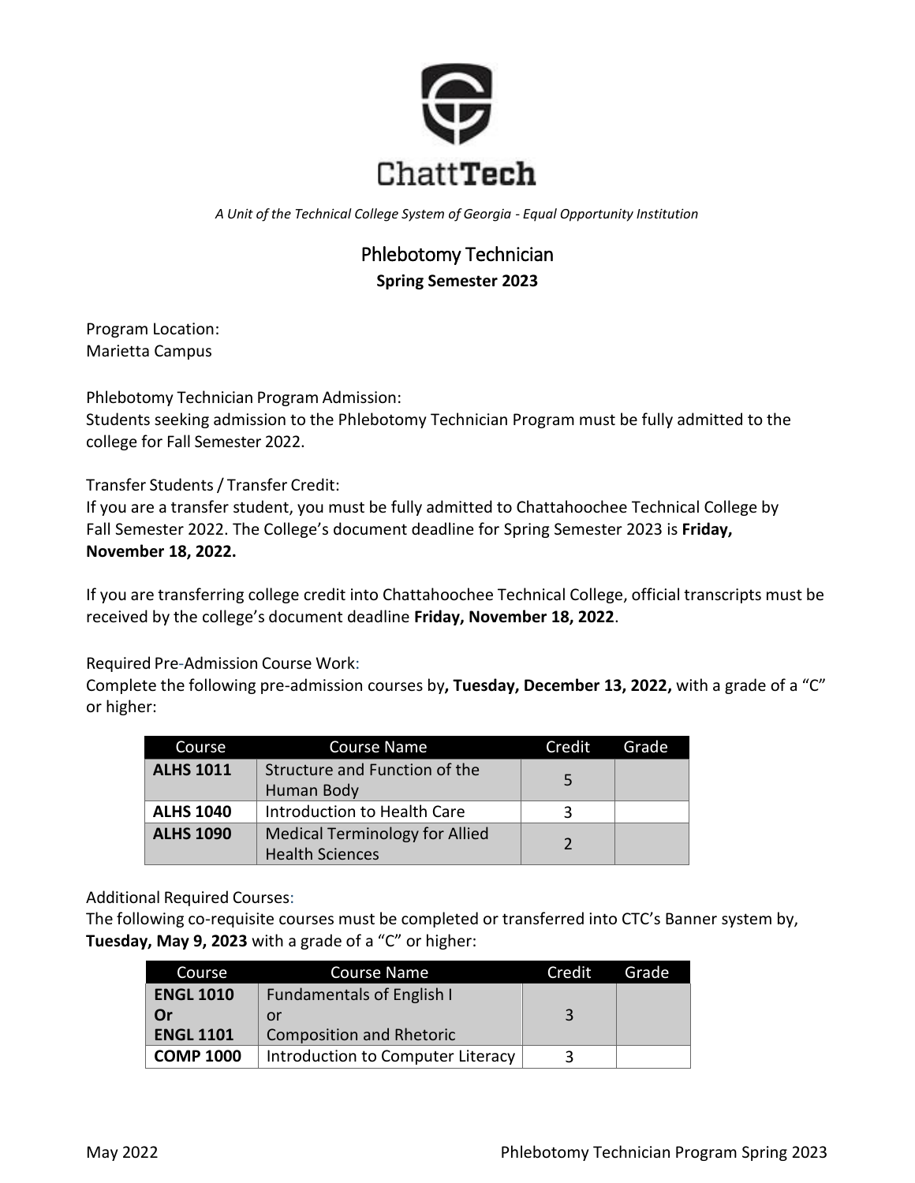ChattTech

*A Unit of the Technical College System of Georgia - Equal Opportunity Institution*

# Phlebotomy Technician

**Spring Semester 2023**

Program Location:
Marietta Campus

Phlebotomy Technician Program Admission:
Students seeking admission to the Phlebotomy Technician Program must be fully admitted to the college for Fall Semester 2022.

Transfer Students / Transfer Credit:
If you are a transfer student, you must be fully admitted to Chattahoochee Technical College by Fall Semester 2022. The College's document deadline for Spring Semester 2023 is **Friday, November 18, 2022.**

If you are transferring college credit into Chattahoochee Technical College, official transcripts must be received by the college's document deadline **Friday, November 18, 2022**.

Required Pre-Admission Course Work:
Complete the following pre-admission courses by**, Tuesday, December 13, 2022,** with a grade of a "C" or higher:

| Course | Course Name | Credit | Grade |
|---|---|---|---|
| **ALHS 1011** | Structure and Function of the Human Body | 5 | |
| **ALHS 1040** | Introduction to Health Care | 3 | |
| **ALHS 1090** | Medical Terminology for Allied Health Sciences | 2 | |

Additional Required Courses:
The following co-requisite courses must be completed or transferred into CTC's Banner system by, **Tuesday, May 9, 2023** with a grade of a "C" or higher:

| Course | Course Name | Credit | Grade |
|---|---|---|---|
| **ENGL 1010** **Or** **ENGL 1101** | Fundamentals of English I or Composition and Rhetoric | 3 | |
| **COMP 1000** | Introduction to Computer Literacy | 3 | |

May 2022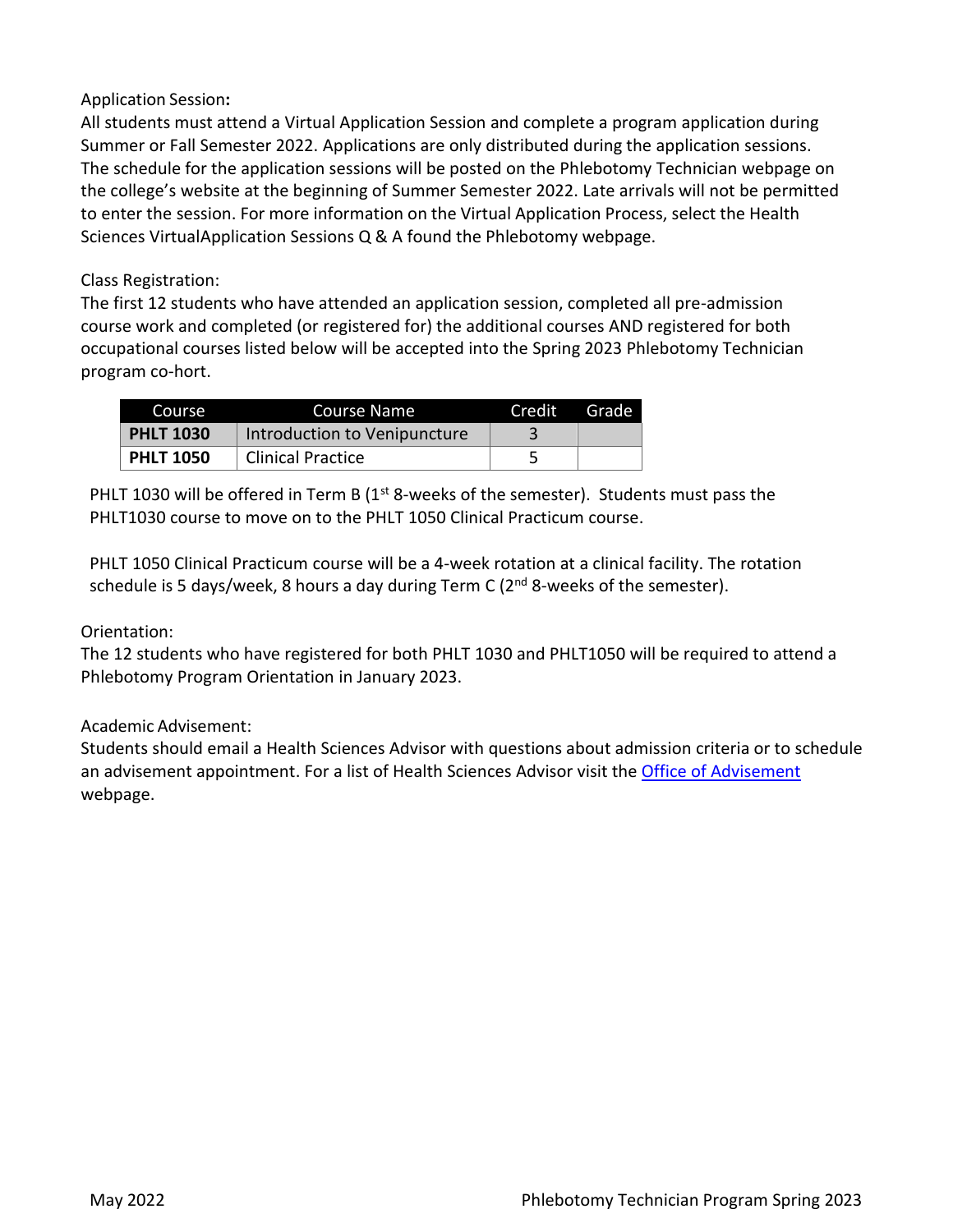Application Session**:**

All students must attend a Virtual Application Session and complete a program application during Summer or Fall Semester 2022. Applications are only distributed during the application sessions. The schedule for the application sessions will be posted on the Phlebotomy Technician webpage on the college's website at the beginning of Summer Semester 2022. Late arrivals will not be permitted to enter the session. For more information on the Virtual Application Process, select the Health Sciences VirtualApplication Sessions Q & A found the Phlebotomy webpage.

Class Registration:

The first 12 students who have attended an application session, completed all pre-admission course work and completed (or registered for) the additional courses AND registered for both occupational courses listed below will be accepted into the Spring 2023 Phlebotomy Technician program co-hort.

| Course | Course Name | Credit | Grade |
|---|---|---|---|
| **PHLT 1030** | Introduction to Venipuncture | 3 | |
| **PHLT 1050** | Clinical Practice | 5 | |

PHLT 1030 will be offered in Term B (1st 8-weeks of the semester). Students must pass the PHLT1030 course to move on to the PHLT 1050 Clinical Practicum course.

PHLT 1050 Clinical Practicum course will be a 4-week rotation at a clinical facility. The rotation schedule is 5 days/week, 8 hours a day during Term C (2nd 8-weeks of the semester).

Orientation:

The 12 students who have registered for both PHLT 1030 and PHLT1050 will be required to attend a Phlebotomy Program Orientation in January 2023.

Academic Advisement:

Students should email a Health Sciences Advisor with questions about admission criteria or to schedule an advisement appointment. For a list of Health Sciences Advisor visit the Office of Advisement webpage.